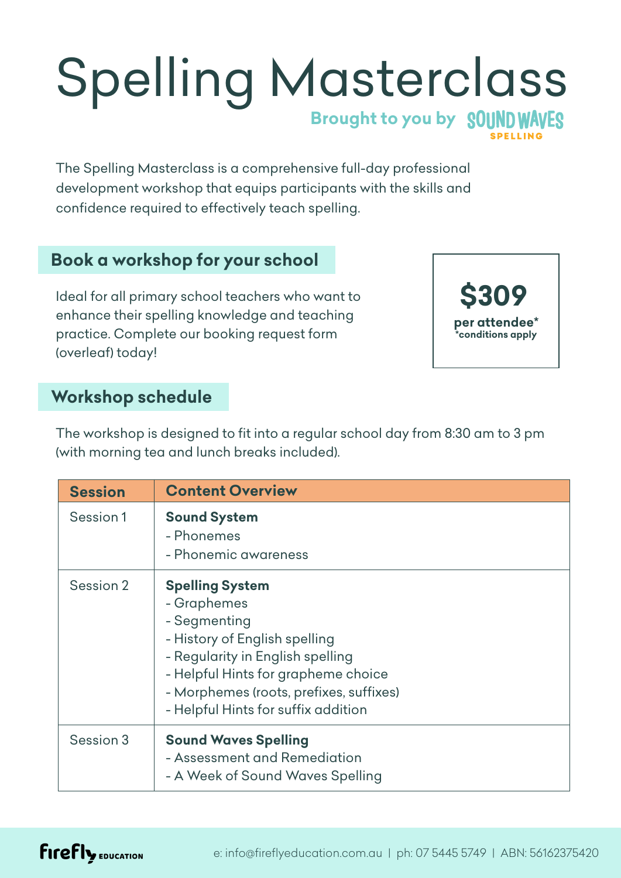# Spelling Masterclass

**Brought to you by SOUND WAVES SPELLING**

The Spelling Masterclass is a comprehensive full-day professional development workshop that equips participants with the skills and confidence required to effectively teach spelling.

## Book a workshop for your school

Ideal for all primary school teachers who want to enhance their spelling knowledge and teaching practice. Complete our booking request form (overleaf) today!

**$309**
**per attendee***
*conditions apply

## Workshop schedule

The workshop is designed to fit into a regular school day from 8:30 am to 3 pm (with morning tea and lunch breaks included).

| Session | Content Overview |
|---|---|
| Session 1 | **Sound System**<br>- Phonemes<br>- Phonemic awareness |
| Session 2 | **Spelling System**<br>- Graphemes<br>- Segmenting<br>- History of English spelling<br>- Regularity in English spelling<br>- Helpful Hints for grapheme choice<br>- Morphemes (roots, prefixes, suffixes)<br>- Helpful Hints for suffix addition |
| Session 3 | **Sound Waves Spelling**<br>- Assessment and Remediation<br>- A Week of Sound Waves Spelling |

firefly EDUCATION

e: info@fireflyeducation.com.au | ph: 07 5445 5749 | ABN: 56162375420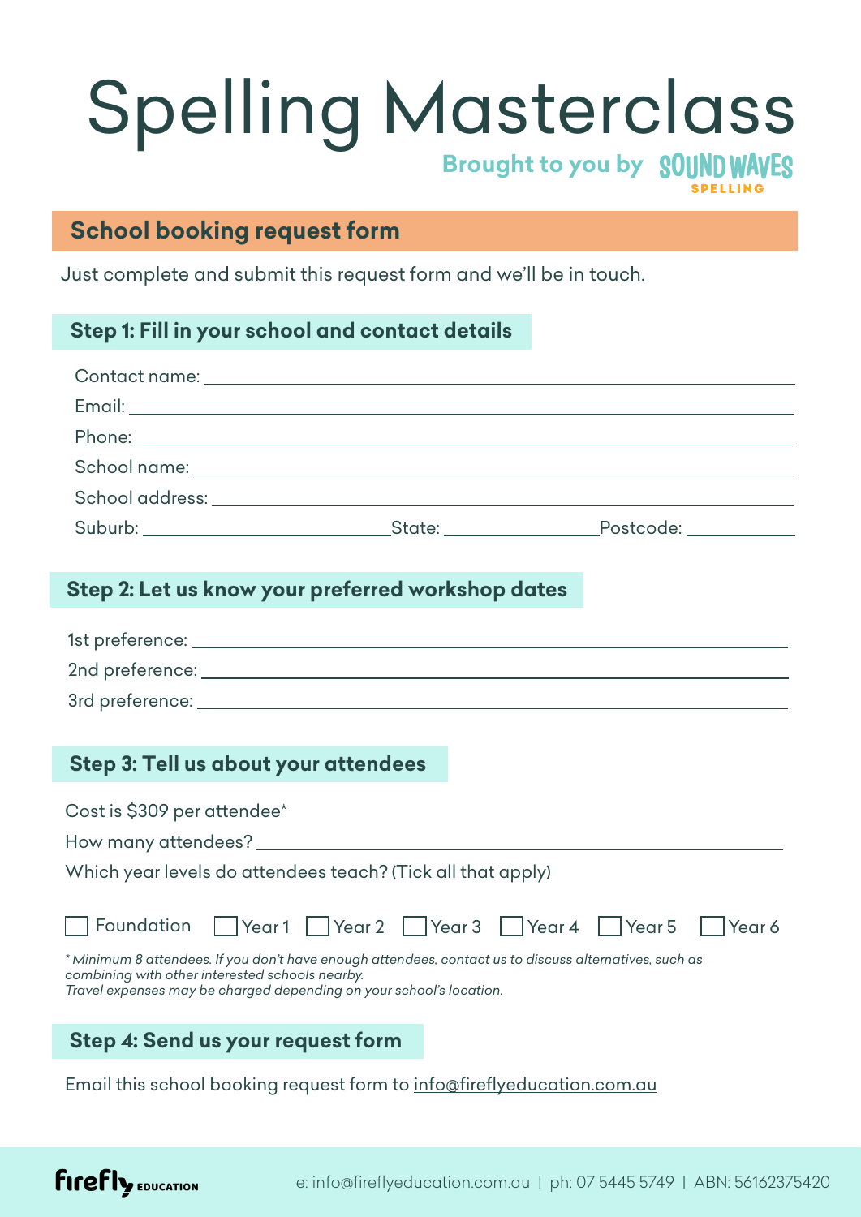# Spelling Masterclass

Brought to you by SOUND WAVES SPELLING

## School booking request form

Just complete and submit this request form and we'll be in touch.

### Step 1: Fill in your school and contact details

Contact name: ____________________

Email: ____________________

Phone: ____________________

School name: ____________________

School address: ____________________

Suburb: ____________________ State: ____________________ Postcode: ____________________

### Step 2: Let us know your preferred workshop dates

1st preference: ____________________

2nd preference: ____________________

3rd preference: ____________________

### Step 3: Tell us about your attendees

Cost is $309 per attendee*

How many attendees? ____________________

Which year levels do attendees teach? (Tick all that apply)

☐ Foundation ☐ Year 1 ☐ Year 2 ☐ Year 3 ☐ Year 4 ☐ Year 5 ☐ Year 6

*\* Minimum 8 attendees. If you don't have enough attendees, contact us to discuss alternatives, such as combining with other interested schools nearby.*
*Travel expenses may be charged depending on your school's location.*

### Step 4: Send us your request form

Email this school booking request form to info@fireflyeducation.com.au

firefly EDUCATION

e: info@fireflyeducation.com.au | ph: 07 5445 5749 | ABN: 56162375420